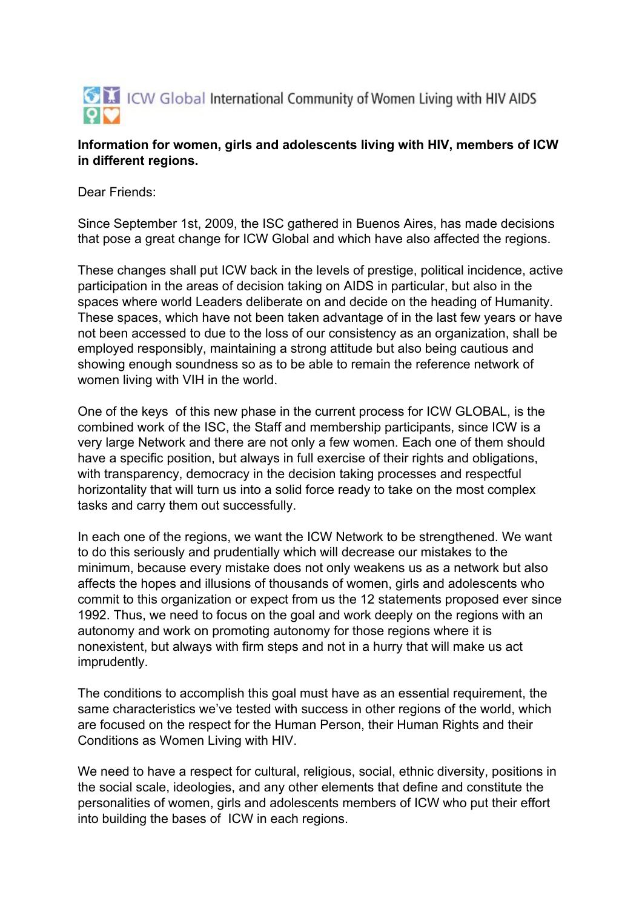ICW Global International Community of Women Living with HIV AIDS

**Information for women, girls and adolescents living with HIV, members of ICW in different regions.**

Dear Friends:

Since September 1st, 2009, the ISC gathered in Buenos Aires, has made decisions that pose a great change for ICW Global and which have also affected the regions.

These changes shall put ICW back in the levels of prestige, political incidence, active participation in the areas of decision taking on AIDS in particular, but also in the spaces where world Leaders deliberate on and decide on the heading of Humanity. These spaces, which have not been taken advantage of in the last few years or have not been accessed to due to the loss of our consistency as an organization, shall be employed responsibly, maintaining a strong attitude but also being cautious and showing enough soundness so as to be able to remain the reference network of women living with VIH in the world.

One of the keys of this new phase in the current process for ICW GLOBAL, is the combined work of the ISC, the Staff and membership participants, since ICW is a very large Network and there are not only a few women. Each one of them should have a specific position, but always in full exercise of their rights and obligations, with transparency, democracy in the decision taking processes and respectful horizontality that will turn us into a solid force ready to take on the most complex tasks and carry them out successfully.

In each one of the regions, we want the ICW Network to be strengthened. We want to do this seriously and prudentially which will decrease our mistakes to the minimum, because every mistake does not only weakens us as a network but also affects the hopes and illusions of thousands of women, girls and adolescents who commit to this organization or expect from us the 12 statements proposed ever since 1992. Thus, we need to focus on the goal and work deeply on the regions with an autonomy and work on promoting autonomy for those regions where it is nonexistent, but always with firm steps and not in a hurry that will make us act imprudently.

The conditions to accomplish this goal must have as an essential requirement, the same characteristics we've tested with success in other regions of the world, which are focused on the respect for the Human Person, their Human Rights and their Conditions as Women Living with HIV.

We need to have a respect for cultural, religious, social, ethnic diversity, positions in the social scale, ideologies, and any other elements that define and constitute the personalities of women, girls and adolescents members of ICW who put their effort into building the bases of ICW in each regions.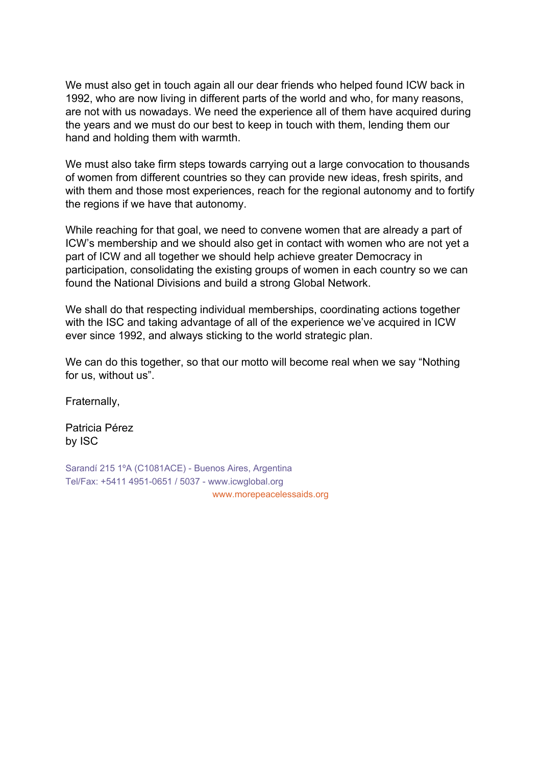We must also get in touch again all our dear friends who helped found ICW back in 1992, who are now living in different parts of the world and who, for many reasons, are not with us nowadays. We need the experience all of them have acquired during the years and we must do our best to keep in touch with them, lending them our hand and holding them with warmth.

We must also take firm steps towards carrying out a large convocation to thousands of women from different countries so they can provide new ideas, fresh spirits, and with them and those most experiences, reach for the regional autonomy and to fortify the regions if we have that autonomy.

While reaching for that goal, we need to convene women that are already a part of ICW's membership and we should also get in contact with women who are not yet a part of ICW and all together we should help achieve greater Democracy in participation, consolidating the existing groups of women in each country so we can found the National Divisions and build a strong Global Network.

We shall do that respecting individual memberships, coordinating actions together with the ISC and taking advantage of all of the experience we've acquired in ICW ever since 1992, and always sticking to the world strategic plan.

We can do this together, so that our motto will become real when we say "Nothing for us, without us".

Fraternally,

Patricia Pérez
by ISC

Sarandí 215 1ºA (C1081ACE) - Buenos Aires, Argentina
Tel/Fax: +5411 4951-0651 / 5037 - www.icwglobal.org
www.morepeacelessaids.org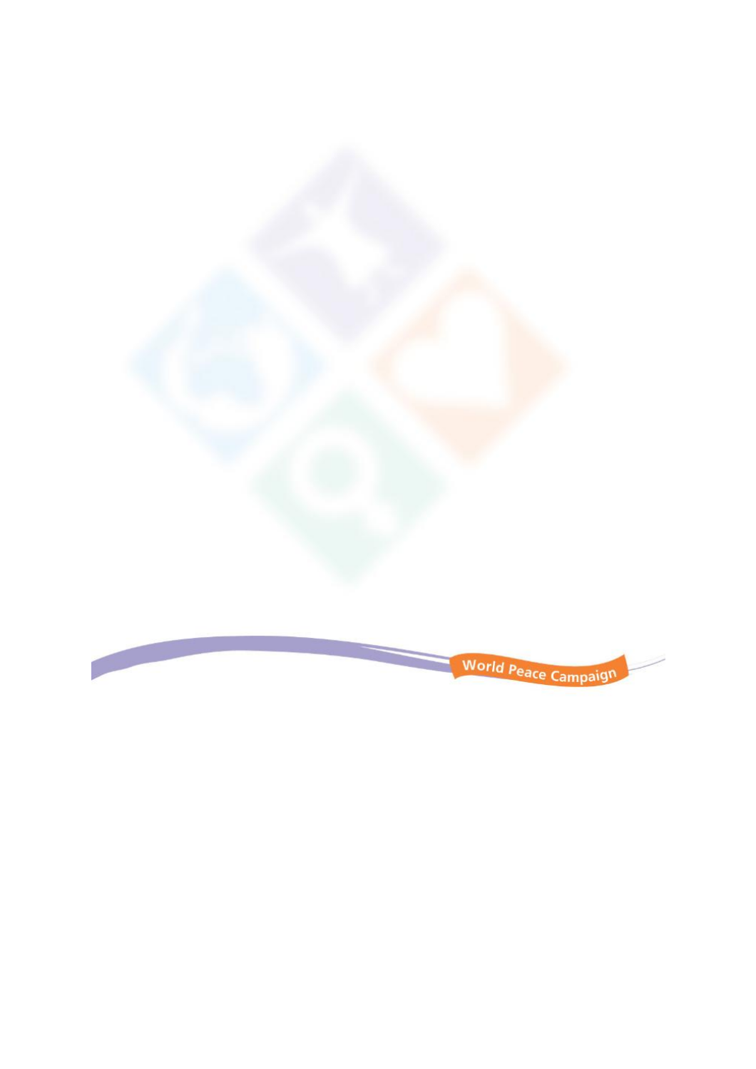World Peace Campaign